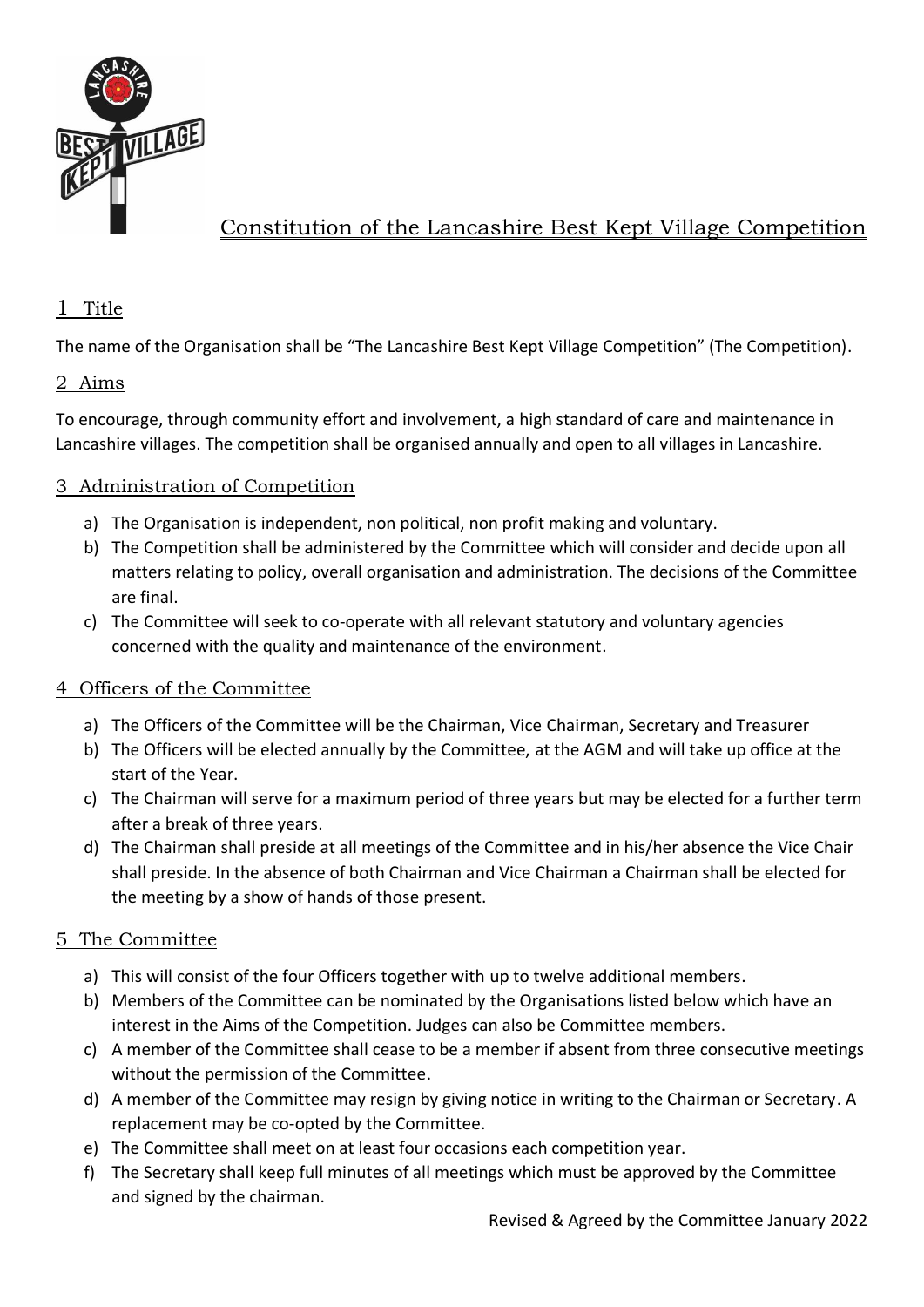# Constitution of the Lancashire Best Kept Village Competition

## 1 Title

The name of the Organisation shall be "The Lancashire Best Kept Village Competition" (The Competition).

## 2 Aims

To encourage, through community effort and involvement, a high standard of care and maintenance in Lancashire villages. The competition shall be organised annually and open to all villages in Lancashire.

## 3 Administration of Competition

a) The Organisation is independent, non political, non profit making and voluntary.
b) The Competition shall be administered by the Committee which will consider and decide upon all matters relating to policy, overall organisation and administration. The decisions of the Committee are final.
c) The Committee will seek to co-operate with all relevant statutory and voluntary agencies concerned with the quality and maintenance of the environment.

## 4 Officers of the Committee

a) The Officers of the Committee will be the Chairman, Vice Chairman, Secretary and Treasurer
b) The Officers will be elected annually by the Committee, at the AGM and will take up office at the start of the Year.
c) The Chairman will serve for a maximum period of three years but may be elected for a further term after a break of three years.
d) The Chairman shall preside at all meetings of the Committee and in his/her absence the Vice Chair shall preside. In the absence of both Chairman and Vice Chairman a Chairman shall be elected for the meeting by a show of hands of those present.

## 5 The Committee

a) This will consist of the four Officers together with up to twelve additional members.
b) Members of the Committee can be nominated by the Organisations listed below which have an interest in the Aims of the Competition. Judges can also be Committee members.
c) A member of the Committee shall cease to be a member if absent from three consecutive meetings without the permission of the Committee.
d) A member of the Committee may resign by giving notice in writing to the Chairman or Secretary. A replacement may be co-opted by the Committee.
e) The Committee shall meet on at least four occasions each competition year.
f) The Secretary shall keep full minutes of all meetings which must be approved by the Committee and signed by the chairman.

Revised & Agreed by the Committee January 2022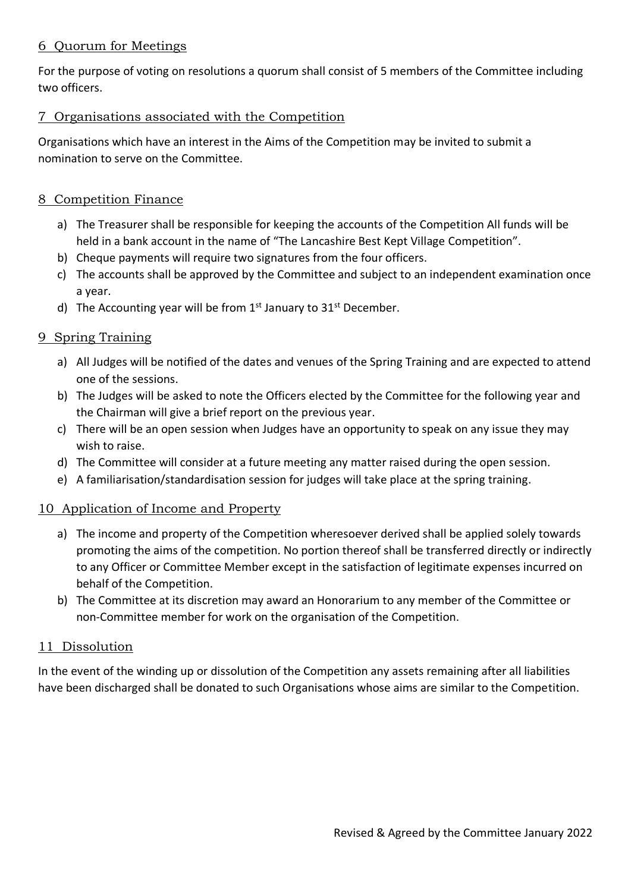## 6 Quorum for Meetings

For the purpose of voting on resolutions a quorum shall consist of 5 members of the Committee including two officers.

## 7 Organisations associated with the Competition

Organisations which have an interest in the Aims of the Competition may be invited to submit a nomination to serve on the Committee.

## 8 Competition Finance

a) The Treasurer shall be responsible for keeping the accounts of the Competition All funds will be held in a bank account in the name of "The Lancashire Best Kept Village Competition".
b) Cheque payments will require two signatures from the four officers.
c) The accounts shall be approved by the Committee and subject to an independent examination once a year.
d) The Accounting year will be from 1st January to 31st December.

## 9 Spring Training

a) All Judges will be notified of the dates and venues of the Spring Training and are expected to attend one of the sessions.
b) The Judges will be asked to note the Officers elected by the Committee for the following year and the Chairman will give a brief report on the previous year.
c) There will be an open session when Judges have an opportunity to speak on any issue they may wish to raise.
d) The Committee will consider at a future meeting any matter raised during the open session.
e) A familiarisation/standardisation session for judges will take place at the spring training.

## 10 Application of Income and Property

a) The income and property of the Competition wheresoever derived shall be applied solely towards promoting the aims of the competition. No portion thereof shall be transferred directly or indirectly to any Officer or Committee Member except in the satisfaction of legitimate expenses incurred on behalf of the Competition.
b) The Committee at its discretion may award an Honorarium to any member of the Committee or non-Committee member for work on the organisation of the Competition.

## 11 Dissolution

In the event of the winding up or dissolution of the Competition any assets remaining after all liabilities have been discharged shall be donated to such Organisations whose aims are similar to the Competition.

Revised & Agreed by the Committee January 2022